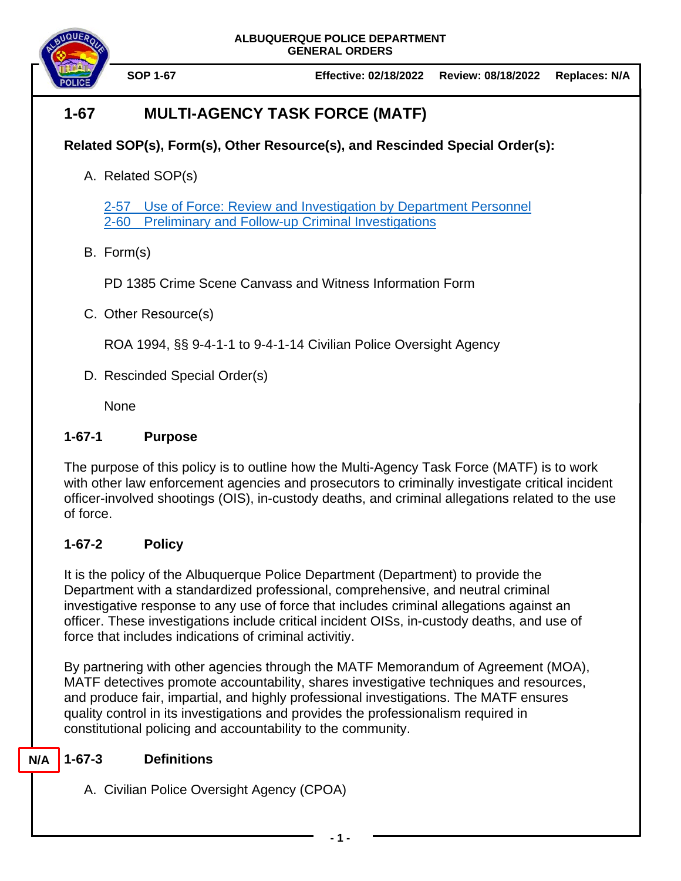ALBUQUERQUE POLICE DEPARTMENT
GENERAL ORDERS

**SOP 1-67** **Effective: 02/18/2022** **Review: 08/18/2022** **Replaces: N/A**

# 1-67 MULTI-AGENCY TASK FORCE (MATF)

**Related SOP(s), Form(s), Other Resource(s), and Rescinded Special Order(s):**

A. Related SOP(s)

[2-57 Use of Force: Review and Investigation by Department Personnel]
[2-60 Preliminary and Follow-up Criminal Investigations]

B. Form(s)

PD 1385 Crime Scene Canvass and Witness Information Form

C. Other Resource(s)

ROA 1994, §§ 9-4-1-1 to 9-4-1-14 Civilian Police Oversight Agency

D. Rescinded Special Order(s)

None

## 1-67-1 Purpose

The purpose of this policy is to outline how the Multi-Agency Task Force (MATF) is to work with other law enforcement agencies and prosecutors to criminally investigate critical incident officer-involved shootings (OIS), in-custody deaths, and criminal allegations related to the use of force.

## 1-67-2 Policy

It is the policy of the Albuquerque Police Department (Department) to provide the Department with a standardized professional, comprehensive, and neutral criminal investigative response to any use of force that includes criminal allegations against an officer. These investigations include critical incident OISs, in-custody deaths, and use of force that includes indications of criminal activitiy.

By partnering with other agencies through the MATF Memorandum of Agreement (MOA), MATF detectives promote accountability, shares investigative techniques and resources, and produce fair, impartial, and highly professional investigations. The MATF ensures quality control in its investigations and provides the professionalism required in constitutional policing and accountability to the community.

## N/A 1-67-3 Definitions

A. Civilian Police Oversight Agency (CPOA)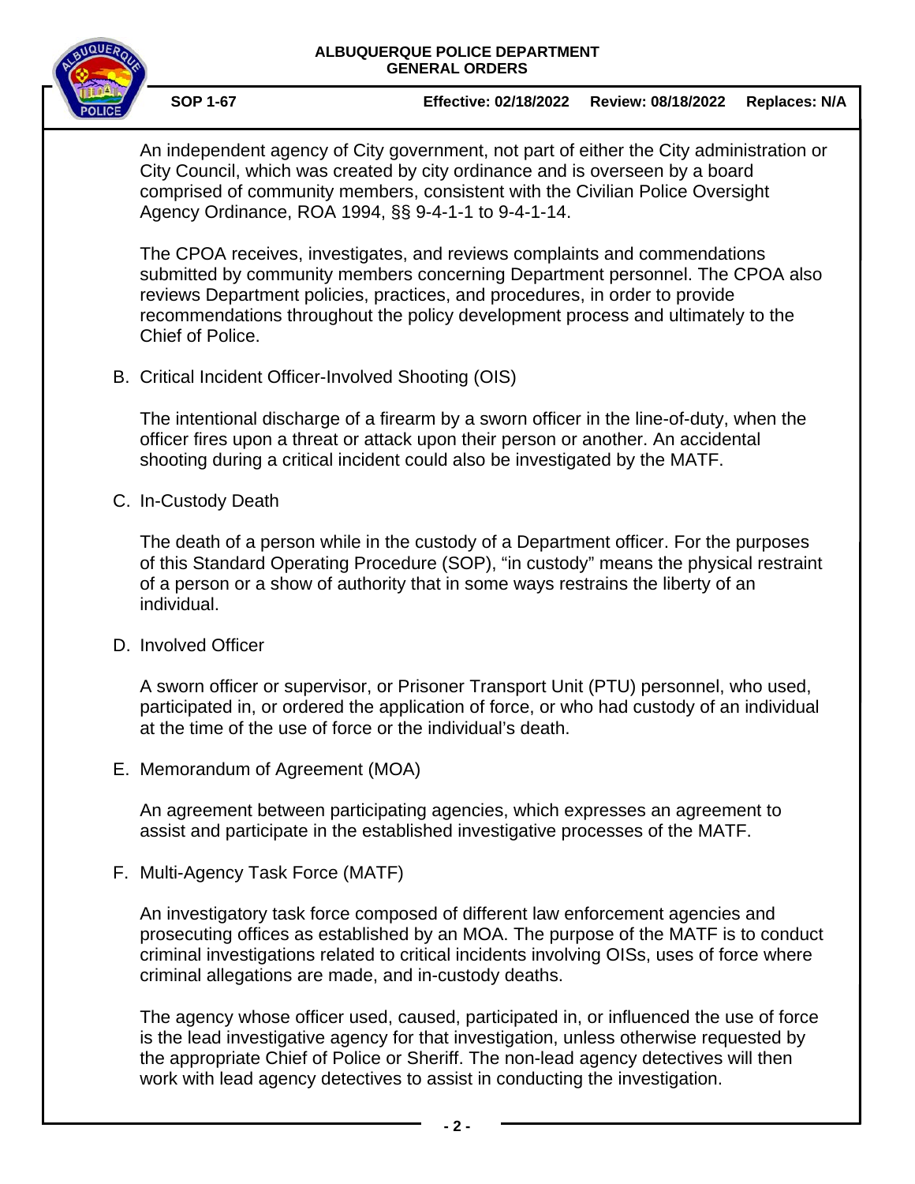An independent agency of City government, not part of either the City administration or City Council, which was created by city ordinance and is overseen by a board comprised of community members, consistent with the Civilian Police Oversight Agency Ordinance, ROA 1994, §§ 9-4-1-1 to 9-4-1-14.

The CPOA receives, investigates, and reviews complaints and commendations submitted by community members concerning Department personnel. The CPOA also reviews Department policies, practices, and procedures, in order to provide recommendations throughout the policy development process and ultimately to the Chief of Police.

B. Critical Incident Officer-Involved Shooting (OIS)

The intentional discharge of a firearm by a sworn officer in the line-of-duty, when the officer fires upon a threat or attack upon their person or another. An accidental shooting during a critical incident could also be investigated by the MATF.

C. In-Custody Death

The death of a person while in the custody of a Department officer. For the purposes of this Standard Operating Procedure (SOP), "in custody" means the physical restraint of a person or a show of authority that in some ways restrains the liberty of an individual.

D. Involved Officer

A sworn officer or supervisor, or Prisoner Transport Unit (PTU) personnel, who used, participated in, or ordered the application of force, or who had custody of an individual at the time of the use of force or the individual's death.

E. Memorandum of Agreement (MOA)

An agreement between participating agencies, which expresses an agreement to assist and participate in the established investigative processes of the MATF.

F. Multi-Agency Task Force (MATF)

An investigatory task force composed of different law enforcement agencies and prosecuting offices as established by an MOA. The purpose of the MATF is to conduct criminal investigations related to critical incidents involving OISs, uses of force where criminal allegations are made, and in-custody deaths.

The agency whose officer used, caused, participated in, or influenced the use of force is the lead investigative agency for that investigation, unless otherwise requested by the appropriate Chief of Police or Sheriff. The non-lead agency detectives will then work with lead agency detectives to assist in conducting the investigation.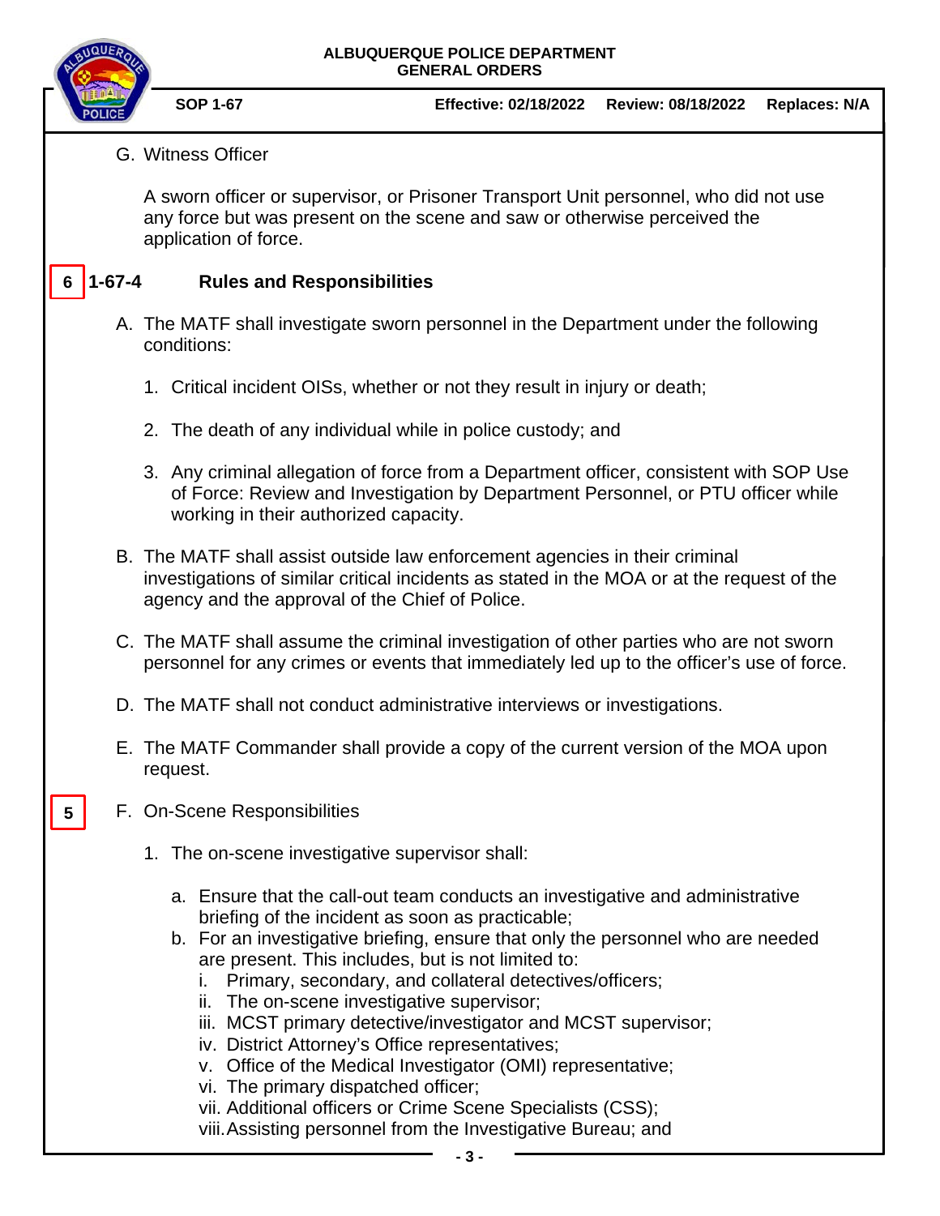G. Witness Officer

A sworn officer or supervisor, or Prisoner Transport Unit personnel, who did not use any force but was present on the scene and saw or otherwise perceived the application of force.

## 6 1-67-4 Rules and Responsibilities

A. The MATF shall investigate sworn personnel in the Department under the following conditions:

1. Critical incident OISs, whether or not they result in injury or death;
2. The death of any individual while in police custody; and
3. Any criminal allegation of force from a Department officer, consistent with SOP Use of Force: Review and Investigation by Department Personnel, or PTU officer while working in their authorized capacity.

B. The MATF shall assist outside law enforcement agencies in their criminal investigations of similar critical incidents as stated in the MOA or at the request of the agency and the approval of the Chief of Police.

C. The MATF shall assume the criminal investigation of other parties who are not sworn personnel for any crimes or events that immediately led up to the officer's use of force.

D. The MATF shall not conduct administrative interviews or investigations.

E. The MATF Commander shall provide a copy of the current version of the MOA upon request.

5 F. On-Scene Responsibilities

1. The on-scene investigative supervisor shall:

    a. Ensure that the call-out team conducts an investigative and administrative briefing of the incident as soon as practicable;
    b. For an investigative briefing, ensure that only the personnel who are needed are present. This includes, but is not limited to:
        i. Primary, secondary, and collateral detectives/officers;
        ii. The on-scene investigative supervisor;
        iii. MCST primary detective/investigator and MCST supervisor;
        iv. District Attorney's Office representatives;
        v. Office of the Medical Investigator (OMI) representative;
        vi. The primary dispatched officer;
        vii. Additional officers or Crime Scene Specialists (CSS);
        viii. Assisting personnel from the Investigative Bureau; and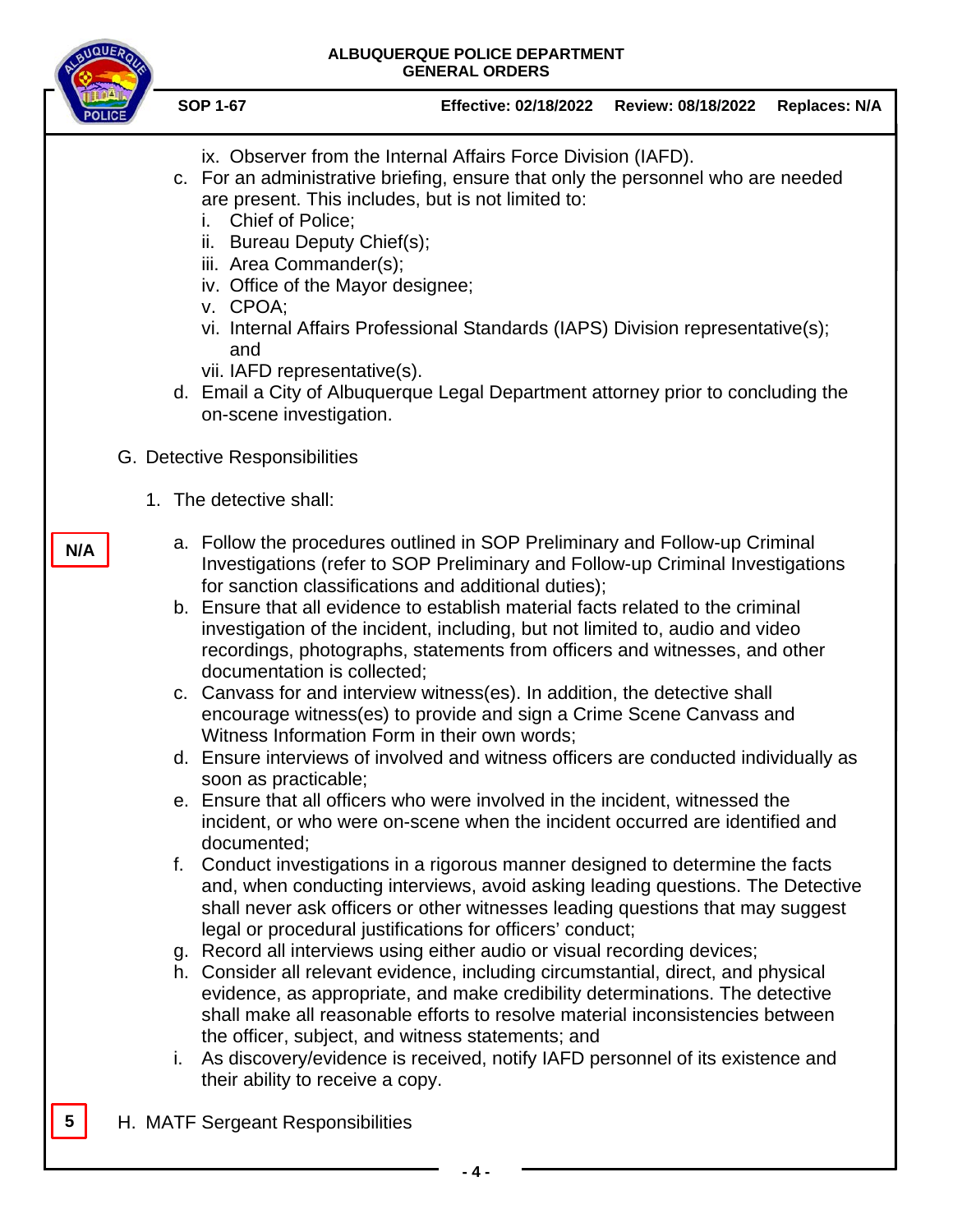ix. Observer from the Internal Affairs Force Division (IAFD).

c. For an administrative briefing, ensure that only the personnel who are needed are present. This includes, but is not limited to:
   i. Chief of Police;
   ii. Bureau Deputy Chief(s);
   iii. Area Commander(s);
   iv. Office of the Mayor designee;
   v. CPOA;
   vi. Internal Affairs Professional Standards (IAPS) Division representative(s); and
   vii. IAFD representative(s).

d. Email a City of Albuquerque Legal Department attorney prior to concluding the on-scene investigation.

G. Detective Responsibilities

1. The detective shall:

N/A

a. Follow the procedures outlined in SOP Preliminary and Follow-up Criminal Investigations (refer to SOP Preliminary and Follow-up Criminal Investigations for sanction classifications and additional duties);

b. Ensure that all evidence to establish material facts related to the criminal investigation of the incident, including, but not limited to, audio and video recordings, photographs, statements from officers and witnesses, and other documentation is collected;

c. Canvass for and interview witness(es). In addition, the detective shall encourage witness(es) to provide and sign a Crime Scene Canvass and Witness Information Form in their own words;

d. Ensure interviews of involved and witness officers are conducted individually as soon as practicable;

e. Ensure that all officers who were involved in the incident, witnessed the incident, or who were on-scene when the incident occurred are identified and documented;

f. Conduct investigations in a rigorous manner designed to determine the facts and, when conducting interviews, avoid asking leading questions. The Detective shall never ask officers or other witnesses leading questions that may suggest legal or procedural justifications for officers' conduct;

g. Record all interviews using either audio or visual recording devices;

h. Consider all relevant evidence, including circumstantial, direct, and physical evidence, as appropriate, and make credibility determinations. The detective shall make all reasonable efforts to resolve material inconsistencies between the officer, subject, and witness statements; and

i. As discovery/evidence is received, notify IAFD personnel of its existence and their ability to receive a copy.

5

H. MATF Sergeant Responsibilities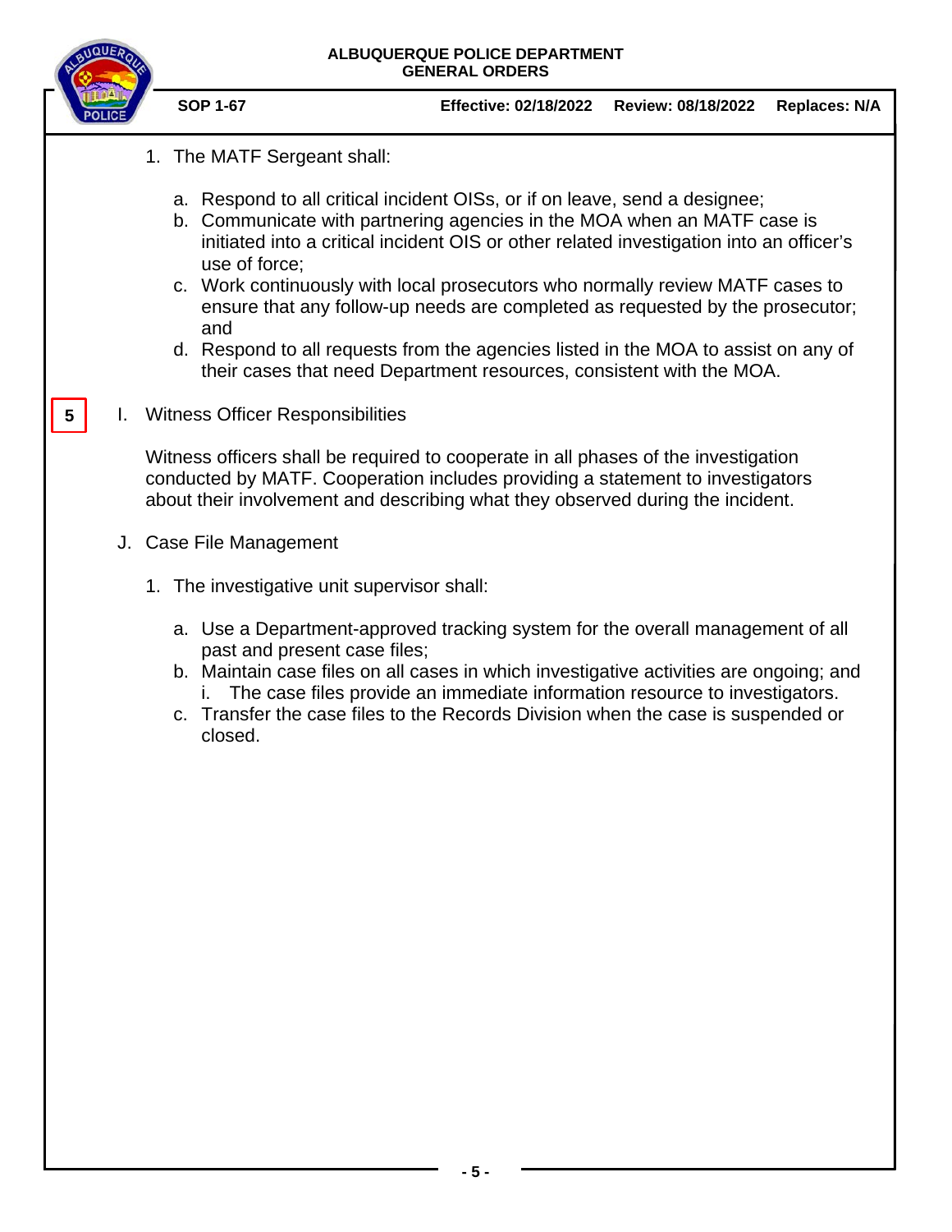1. The MATF Sergeant shall:

   a. Respond to all critical incident OISs, or if on leave, send a designee;
   b. Communicate with partnering agencies in the MOA when an MATF case is initiated into a critical incident OIS or other related investigation into an officer's use of force;
   c. Work continuously with local prosecutors who normally review MATF cases to ensure that any follow-up needs are completed as requested by the prosecutor; and
   d. Respond to all requests from the agencies listed in the MOA to assist on any of their cases that need Department resources, consistent with the MOA.

5

I. Witness Officer Responsibilities

Witness officers shall be required to cooperate in all phases of the investigation conducted by MATF. Cooperation includes providing a statement to investigators about their involvement and describing what they observed during the incident.

J. Case File Management

1. The investigative unit supervisor shall:

   a. Use a Department-approved tracking system for the overall management of all past and present case files;
   b. Maintain case files on all cases in which investigative activities are ongoing; and
      i. The case files provide an immediate information resource to investigators.
   c. Transfer the case files to the Records Division when the case is suspended or closed.